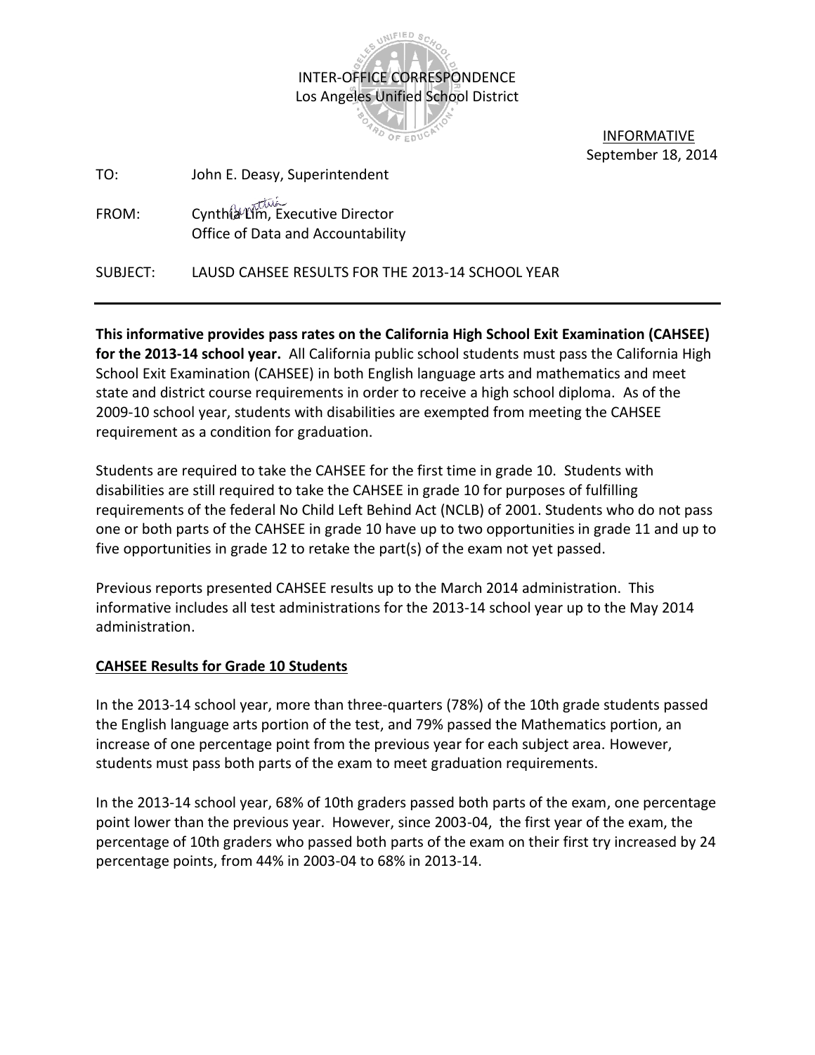INTER-OFFICE CORRESPONDENCE
Los Angeles Unified School District

INFORMATIVE
September 18, 2014

TO: John E. Deasy, Superintendent

FROM: Cynthia Lim, Executive Director
Office of Data and Accountability

SUBJECT: LAUSD CAHSEE RESULTS FOR THE 2013-14 SCHOOL YEAR

---

**This informative provides pass rates on the California High School Exit Examination (CAHSEE) for the 2013-14 school year.** All California public school students must pass the California High School Exit Examination (CAHSEE) in both English language arts and mathematics and meet state and district course requirements in order to receive a high school diploma. As of the 2009-10 school year, students with disabilities are exempted from meeting the CAHSEE requirement as a condition for graduation.

Students are required to take the CAHSEE for the first time in grade 10. Students with disabilities are still required to take the CAHSEE in grade 10 for purposes of fulfilling requirements of the federal No Child Left Behind Act (NCLB) of 2001. Students who do not pass one or both parts of the CAHSEE in grade 10 have up to two opportunities in grade 11 and up to five opportunities in grade 12 to retake the part(s) of the exam not yet passed.

Previous reports presented CAHSEE results up to the March 2014 administration. This informative includes all test administrations for the 2013-14 school year up to the May 2014 administration.

## CAHSEE Results for Grade 10 Students

In the 2013-14 school year, more than three-quarters (78%) of the 10th grade students passed the English language arts portion of the test, and 79% passed the Mathematics portion, an increase of one percentage point from the previous year for each subject area. However, students must pass both parts of the exam to meet graduation requirements.

In the 2013-14 school year, 68% of 10th graders passed both parts of the exam, one percentage point lower than the previous year. However, since 2003-04, the first year of the exam, the percentage of 10th graders who passed both parts of the exam on their first try increased by 24 percentage points, from 44% in 2003-04 to 68% in 2013-14.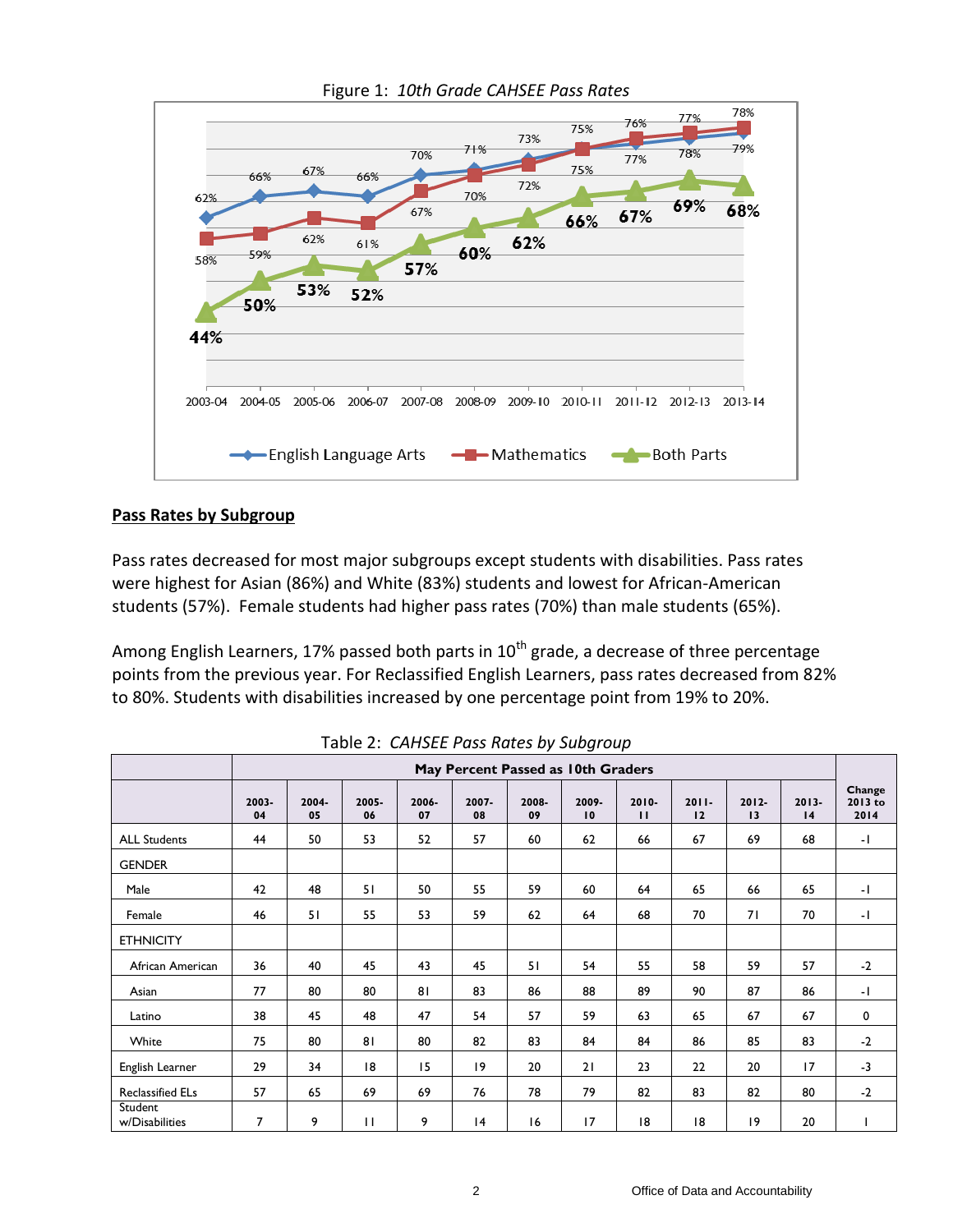Figure 1: *10th Grade CAHSEE Pass Rates*

## Pass Rates by Subgroup

Pass rates decreased for most major subgroups except students with disabilities. Pass rates were highest for Asian (86%) and White (83%) students and lowest for African-American students (57%). Female students had higher pass rates (70%) than male students (65%).

Among English Learners, 17% passed both parts in 10th grade, a decrease of three percentage points from the previous year. For Reclassified English Learners, pass rates decreased from 82% to 80%. Students with disabilities increased by one percentage point from 19% to 20%.

Table 2: *CAHSEE Pass Rates by Subgroup*

| | May Percent Passed as 10th Graders | | | | | | | | | | | |
|---|---|---|---|---|---|---|---|---|---|---|---|---|
| | 2003-04 | 2004-05 | 2005-06 | 2006-07 | 2007-08 | 2008-09 | 2009-10 | 2010-11 | 2011-12 | 2012-13 | 2013-14 | Change 2013 to 2014 |
| ALL Students | 44 | 50 | 53 | 52 | 57 | 60 | 62 | 66 | 67 | 69 | 68 | -1 |
| GENDER | | | | | | | | | | | | |
| Male | 42 | 48 | 51 | 50 | 55 | 59 | 60 | 64 | 65 | 66 | 65 | -1 |
| Female | 46 | 51 | 55 | 53 | 59 | 62 | 64 | 68 | 70 | 71 | 70 | -1 |
| ETHNICITY | | | | | | | | | | | | |
| African American | 36 | 40 | 45 | 43 | 45 | 51 | 54 | 55 | 58 | 59 | 57 | -2 |
| Asian | 77 | 80 | 80 | 81 | 83 | 86 | 88 | 89 | 90 | 87 | 86 | -1 |
| Latino | 38 | 45 | 48 | 47 | 54 | 57 | 59 | 63 | 65 | 67 | 67 | 0 |
| White | 75 | 80 | 81 | 80 | 82 | 83 | 84 | 84 | 86 | 85 | 83 | -2 |
| English Learner | 29 | 34 | 18 | 15 | 19 | 20 | 21 | 23 | 22 | 20 | 17 | -3 |
| Reclassified ELs | 57 | 65 | 69 | 69 | 76 | 78 | 79 | 82 | 83 | 82 | 80 | -2 |
| Student w/Disabilities | 7 | 9 | 11 | 9 | 14 | 16 | 17 | 18 | 18 | 19 | 20 | 1 |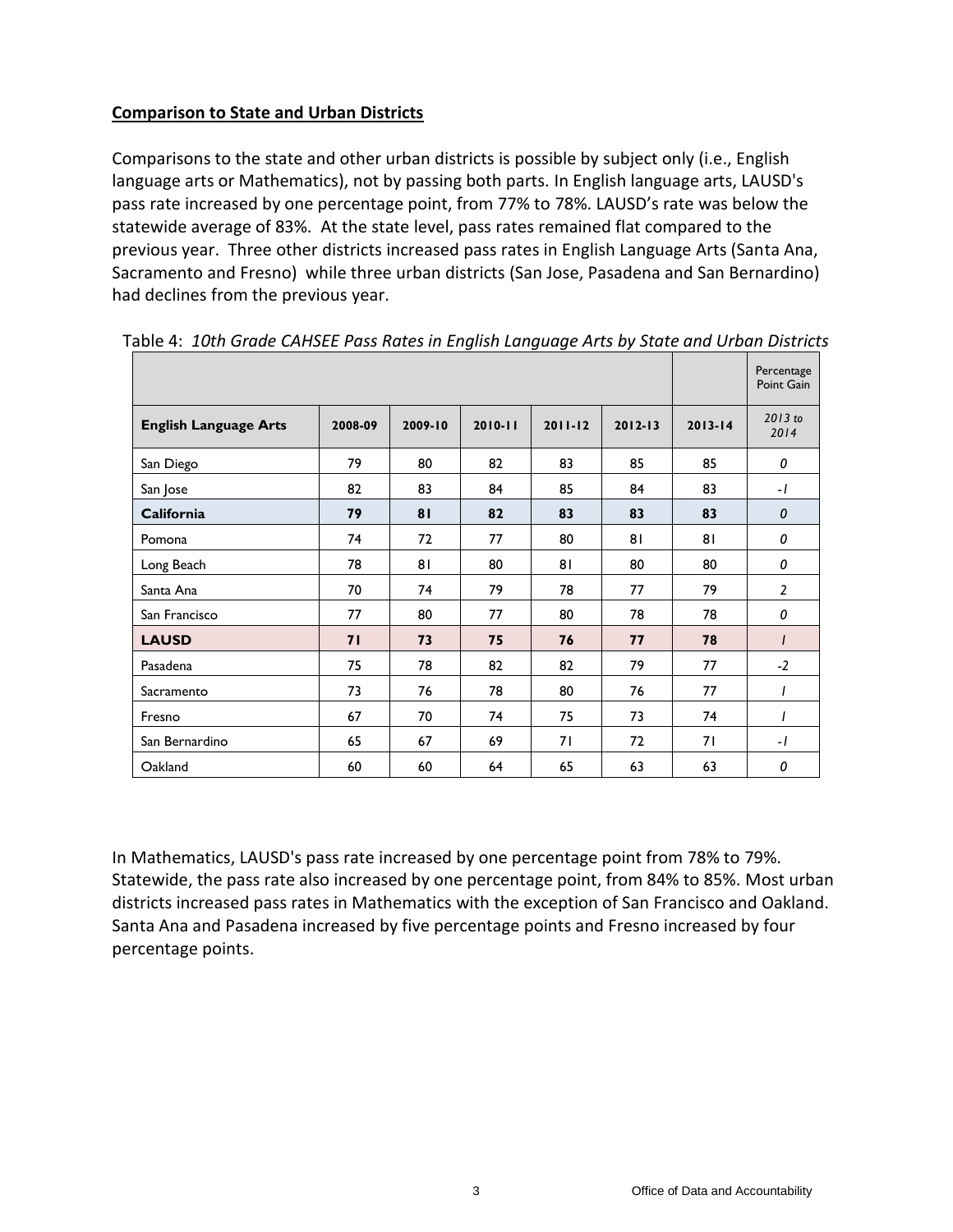**Comparison to State and Urban Districts**

Comparisons to the state and other urban districts is possible by subject only (i.e., English language arts or Mathematics), not by passing both parts. In English language arts, LAUSD's pass rate increased by one percentage point, from 77% to 78%. LAUSD's rate was below the statewide average of 83%. At the state level, pass rates remained flat compared to the previous year. Three other districts increased pass rates in English Language Arts (Santa Ana, Sacramento and Fresno) while three urban districts (San Jose, Pasadena and San Bernardino) had declines from the previous year.

Table 4: *10th Grade CAHSEE Pass Rates in English Language Arts by State and Urban Districts*

| | | | | | | | Percentage Point Gain |
|---|---|---|---|---|---|---|---|
| **English Language Arts** | **2008-09** | **2009-10** | **2010-11** | **2011-12** | **2012-13** | **2013-14** | *2013 to 2014* |
| San Diego | 79 | 80 | 82 | 83 | 85 | 85 | *0* |
| San Jose | 82 | 83 | 84 | 85 | 84 | 83 | *-1* |
| **California** | **79** | **81** | **82** | **83** | **83** | **83** | *0* |
| Pomona | 74 | 72 | 77 | 80 | 81 | 81 | *0* |
| Long Beach | 78 | 81 | 80 | 81 | 80 | 80 | *0* |
| Santa Ana | 70 | 74 | 79 | 78 | 77 | 79 | *2* |
| San Francisco | 77 | 80 | 77 | 80 | 78 | 78 | *0* |
| **LAUSD** | **71** | **73** | **75** | **76** | **77** | **78** | *1* |
| Pasadena | 75 | 78 | 82 | 82 | 79 | 77 | -2 |
| Sacramento | 73 | 76 | 78 | 80 | 76 | 77 | *1* |
| Fresno | 67 | 70 | 74 | 75 | 73 | 74 | *1* |
| San Bernardino | 65 | 67 | 69 | 71 | 72 | 71 | *-1* |
| Oakland | 60 | 60 | 64 | 65 | 63 | 63 | *0* |

In Mathematics, LAUSD's pass rate increased by one percentage point from 78% to 79%. Statewide, the pass rate also increased by one percentage point, from 84% to 85%. Most urban districts increased pass rates in Mathematics with the exception of San Francisco and Oakland. Santa Ana and Pasadena increased by five percentage points and Fresno increased by four percentage points.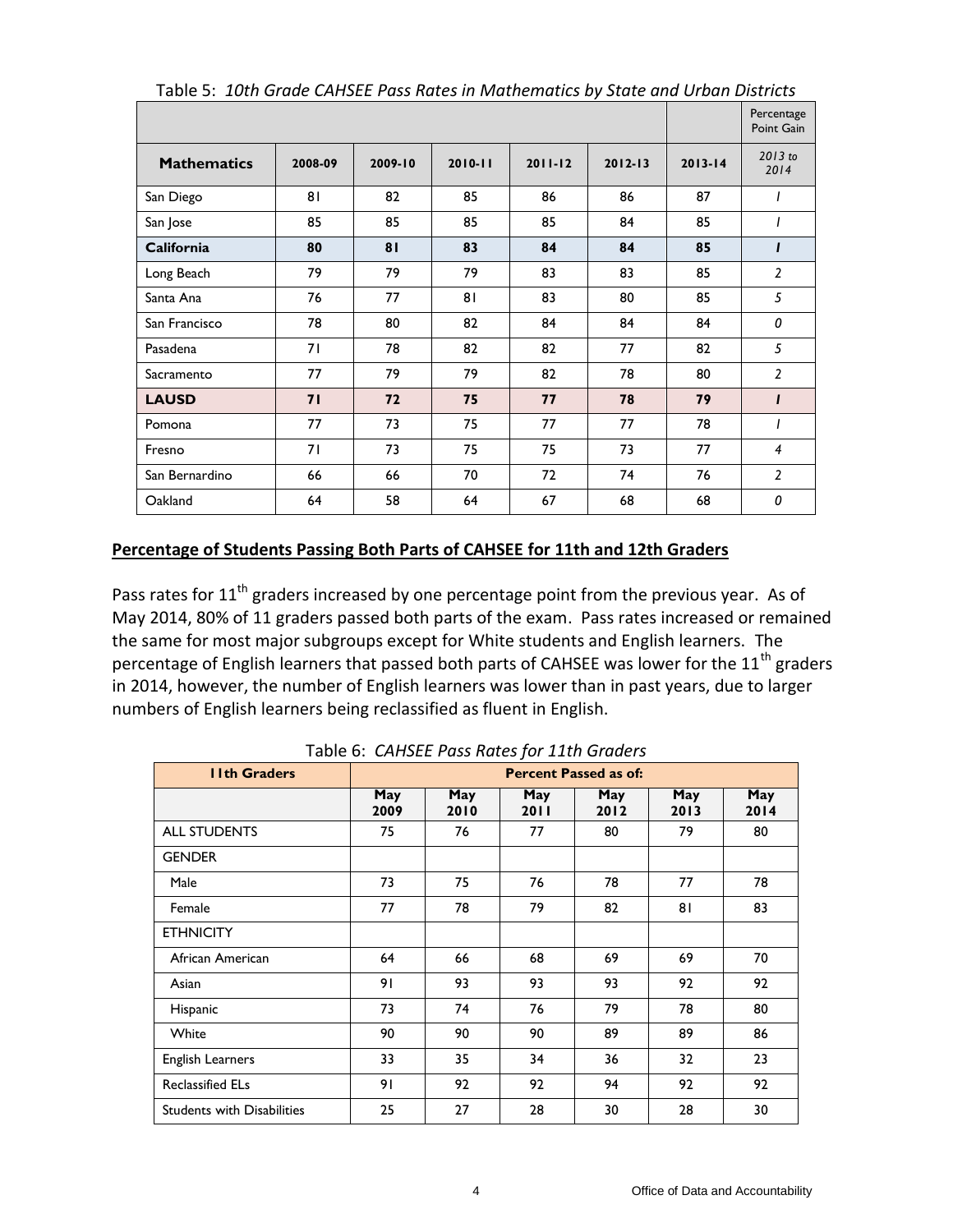Table 5: *10th Grade CAHSEE Pass Rates in Mathematics by State and Urban Districts*

| | | | | | | | Percentage Point Gain |
|---|---|---|---|---|---|---|---|
| **Mathematics** | **2008-09** | **2009-10** | **2010-11** | **2011-12** | **2012-13** | **2013-14** | *2013 to 2014* |
| San Diego | 81 | 82 | 85 | 86 | 86 | 87 | *1* |
| San Jose | 85 | 85 | 85 | 85 | 84 | 85 | *1* |
| **California** | **80** | **81** | **83** | **84** | **84** | **85** | ***1*** |
| Long Beach | 79 | 79 | 79 | 83 | 83 | 85 | *2* |
| Santa Ana | 76 | 77 | 81 | 83 | 80 | 85 | *5* |
| San Francisco | 78 | 80 | 82 | 84 | 84 | 84 | *0* |
| Pasadena | 71 | 78 | 82 | 82 | 77 | 82 | *5* |
| Sacramento | 77 | 79 | 79 | 82 | 78 | 80 | *2* |
| **LAUSD** | **71** | **72** | **75** | **77** | **78** | **79** | ***1*** |
| Pomona | 77 | 73 | 75 | 77 | 77 | 78 | *1* |
| Fresno | 71 | 73 | 75 | 75 | 73 | 77 | *4* |
| San Bernardino | 66 | 66 | 70 | 72 | 74 | 76 | *2* |
| Oakland | 64 | 58 | 64 | 67 | 68 | 68 | *0* |

## Percentage of Students Passing Both Parts of CAHSEE for 11th and 12th Graders

Pass rates for 11th graders increased by one percentage point from the previous year. As of May 2014, 80% of 11 graders passed both parts of the exam. Pass rates increased or remained the same for most major subgroups except for White students and English learners. The percentage of English learners that passed both parts of CAHSEE was lower for the 11th graders in 2014, however, the number of English learners was lower than in past years, due to larger numbers of English learners being reclassified as fluent in English.

Table 6: *CAHSEE Pass Rates for 11th Graders*

| **11th Graders** | **Percent Passed as of:** | | | | | |
|---|---|---|---|---|---|---|
| | **May 2009** | **May 2010** | **May 2011** | **May 2012** | **May 2013** | **May 2014** |
| ALL STUDENTS | 75 | 76 | 77 | 80 | 79 | 80 |
| GENDER | | | | | | |
| Male | 73 | 75 | 76 | 78 | 77 | 78 |
| Female | 77 | 78 | 79 | 82 | 81 | 83 |
| ETHNICITY | | | | | | |
| African American | 64 | 66 | 68 | 69 | 69 | 70 |
| Asian | 91 | 93 | 93 | 93 | 92 | 92 |
| Hispanic | 73 | 74 | 76 | 79 | 78 | 80 |
| White | 90 | 90 | 90 | 89 | 89 | 86 |
| English Learners | 33 | 35 | 34 | 36 | 32 | 23 |
| Reclassified ELs | 91 | 92 | 92 | 94 | 92 | 92 |
| Students with Disabilities | 25 | 27 | 28 | 30 | 28 | 30 |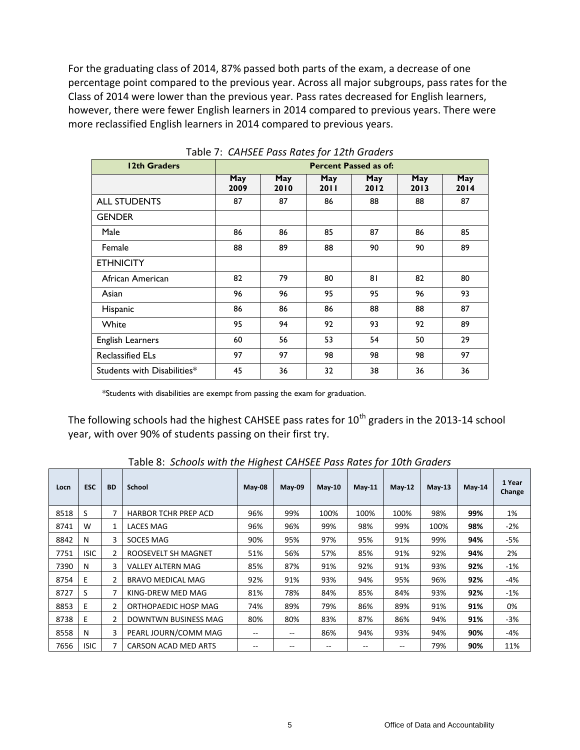For the graduating class of 2014, 87% passed both parts of the exam, a decrease of one percentage point compared to the previous year. Across all major subgroups, pass rates for the Class of 2014 were lower than the previous year. Pass rates decreased for English learners, however, there were fewer English learners in 2014 compared to previous years. There were more reclassified English learners in 2014 compared to previous years.

Table 7: *CAHSEE Pass Rates for 12th Graders*

| 12th Graders | Percent Passed as of: | | | | | |
|---|---|---|---|---|---|---|
| | May 2009 | May 2010 | May 2011 | May 2012 | May 2013 | May 2014 |
| ALL STUDENTS | 87 | 87 | 86 | 88 | 88 | 87 |
| GENDER | | | | | | |
| Male | 86 | 86 | 85 | 87 | 86 | 85 |
| Female | 88 | 89 | 88 | 90 | 90 | 89 |
| ETHNICITY | | | | | | |
| African American | 82 | 79 | 80 | 81 | 82 | 80 |
| Asian | 96 | 96 | 95 | 95 | 96 | 93 |
| Hispanic | 86 | 86 | 86 | 88 | 88 | 87 |
| White | 95 | 94 | 92 | 93 | 92 | 89 |
| English Learners | 60 | 56 | 53 | 54 | 50 | 29 |
| Reclassified ELs | 97 | 97 | 98 | 98 | 98 | 97 |
| Students with Disabilities* | 45 | 36 | 32 | 38 | 36 | 36 |

*Students with disabilities are exempt from passing the exam for graduation.

The following schools had the highest CAHSEE pass rates for 10th graders in the 2013-14 school year, with over 90% of students passing on their first try.

Table 8: *Schools with the Highest CAHSEE Pass Rates for 10th Graders*

| Locn | ESC | BD | School | May-08 | May-09 | May-10 | May-11 | May-12 | May-13 | May-14 | 1 Year Change |
|---|---|---|---|---|---|---|---|---|---|---|---|
| 8518 | S | 7 | HARBOR TCHR PREP ACD | 96% | 99% | 100% | 100% | 100% | 98% | **99%** | 1% |
| 8741 | W | 1 | LACES MAG | 96% | 96% | 99% | 98% | 99% | 100% | **98%** | -2% |
| 8842 | N | 3 | SOCES MAG | 90% | 95% | 97% | 95% | 91% | 99% | **94%** | -5% |
| 7751 | ISIC | 2 | ROOSEVELT SH MAGNET | 51% | 56% | 57% | 85% | 91% | 92% | **94%** | 2% |
| 7390 | N | 3 | VALLEY ALTERN MAG | 85% | 87% | 91% | 92% | 91% | 93% | **92%** | -1% |
| 8754 | E | 2 | BRAVO MEDICAL MAG | 92% | 91% | 93% | 94% | 95% | 96% | **92%** | -4% |
| 8727 | S | 7 | KING-DREW MED MAG | 81% | 78% | 84% | 85% | 84% | 93% | **92%** | -1% |
| 8853 | E | 2 | ORTHOPAEDIC HOSP MAG | 74% | 89% | 79% | 86% | 89% | 91% | **91%** | 0% |
| 8738 | E | 2 | DOWNTWN BUSINESS MAG | 80% | 80% | 83% | 87% | 86% | 94% | **91%** | -3% |
| 8558 | N | 3 | PEARL JOURN/COMM MAG | -- | -- | 86% | 94% | 93% | 94% | **90%** | -4% |
| 7656 | ISIC | 7 | CARSON ACAD MED ARTS | -- | -- | -- | -- | -- | 79% | **90%** | 11% |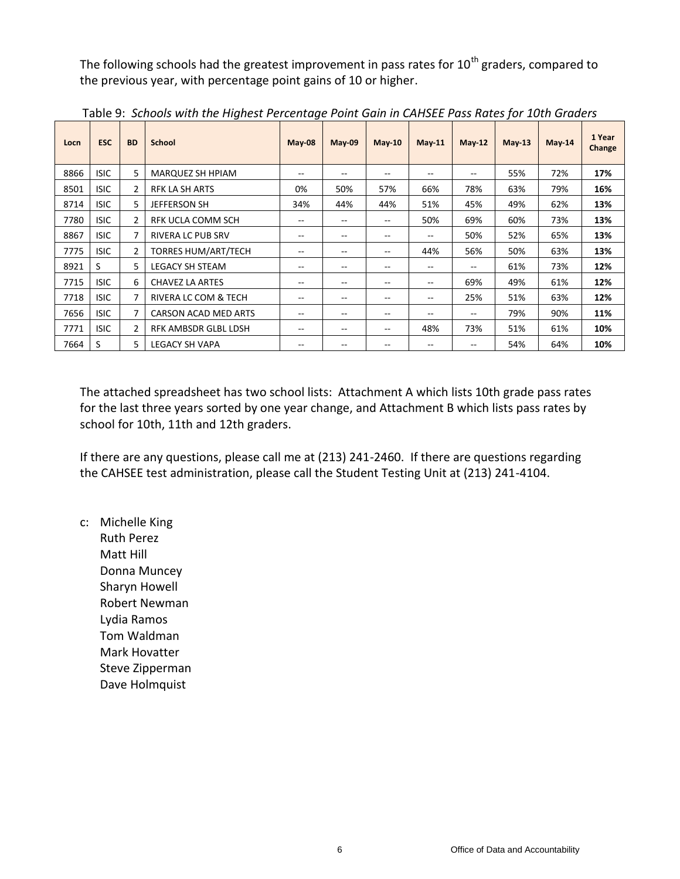The following schools had the greatest improvement in pass rates for 10th graders, compared to the previous year, with percentage point gains of 10 or higher.

Table 9: *Schools with the Highest Percentage Point Gain in CAHSEE Pass Rates for 10th Graders*

| Locn | ESC | BD | School | May-08 | May-09 | May-10 | May-11 | May-12 | May-13 | May-14 | 1 Year Change |
|---|---|---|---|---|---|---|---|---|---|---|---|
| 8866 | ISIC | 5 | MARQUEZ SH HPIAM | -- | -- | -- | -- | -- | 55% | 72% | **17%** |
| 8501 | ISIC | 2 | RFK LA SH ARTS | 0% | 50% | 57% | 66% | 78% | 63% | 79% | **16%** |
| 8714 | ISIC | 5 | JEFFERSON SH | 34% | 44% | 44% | 51% | 45% | 49% | 62% | **13%** |
| 7780 | ISIC | 2 | RFK UCLA COMM SCH | -- | -- | -- | 50% | 69% | 60% | 73% | **13%** |
| 8867 | ISIC | 7 | RIVERA LC PUB SRV | -- | -- | -- | -- | 50% | 52% | 65% | **13%** |
| 7775 | ISIC | 2 | TORRES HUM/ART/TECH | -- | -- | -- | 44% | 56% | 50% | 63% | **13%** |
| 8921 | S | 5 | LEGACY SH STEAM | -- | -- | -- | -- | -- | 61% | 73% | **12%** |
| 7715 | ISIC | 6 | CHAVEZ LA ARTES | -- | -- | -- | -- | 69% | 49% | 61% | **12%** |
| 7718 | ISIC | 7 | RIVERA LC COM & TECH | -- | -- | -- | -- | 25% | 51% | 63% | **12%** |
| 7656 | ISIC | 7 | CARSON ACAD MED ARTS | -- | -- | -- | -- | -- | 79% | 90% | **11%** |
| 7771 | ISIC | 2 | RFK AMBSDR GLBL LDSH | -- | -- | -- | 48% | 73% | 51% | 61% | **10%** |
| 7664 | S | 5 | LEGACY SH VAPA | -- | -- | -- | -- | -- | 54% | 64% | **10%** |

The attached spreadsheet has two school lists: Attachment A which lists 10th grade pass rates for the last three years sorted by one year change, and Attachment B which lists pass rates by school for 10th, 11th and 12th graders.

If there are any questions, please call me at (213) 241-2460. If there are questions regarding the CAHSEE test administration, please call the Student Testing Unit at (213) 241-4104.

c: Michelle King
Ruth Perez
Matt Hill
Donna Muncey
Sharyn Howell
Robert Newman
Lydia Ramos
Tom Waldman
Mark Hovatter
Steve Zipperman
Dave Holmquist